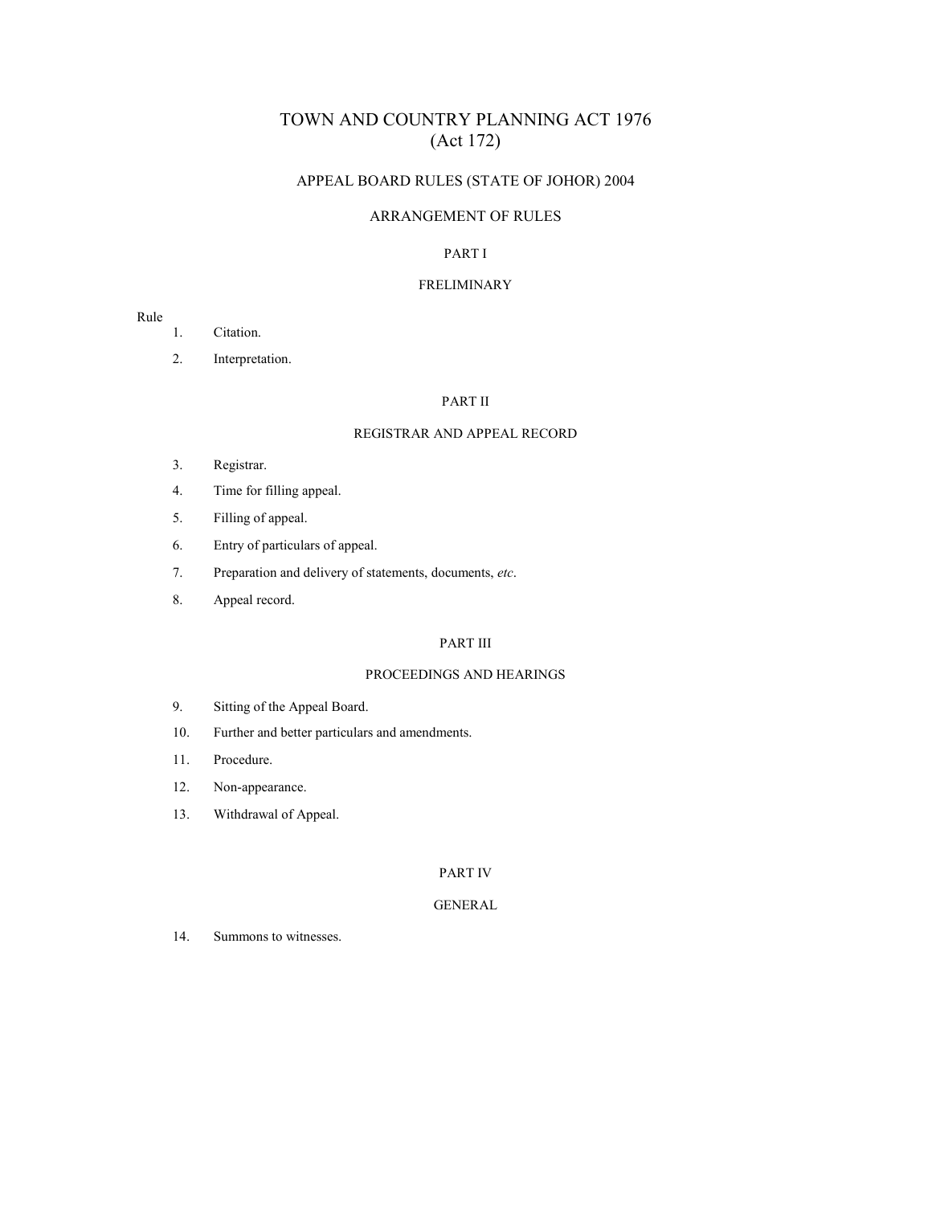# TOWN AND COUNTRY PLANNING ACT 1976
# (Act 172)

## APPEAL BOARD RULES (STATE OF JOHOR) 2004

### ARRANGEMENT OF RULES

#### PART I

#### FRELIMINARY

Rule

1. Citation.
2. Interpretation.

#### PART II

#### REGISTRAR AND APPEAL RECORD

3. Registrar.
4. Time for filling appeal.
5. Filling of appeal.
6. Entry of particulars of appeal.
7. Preparation and delivery of statements, documents, *etc*.
8. Appeal record.

#### PART III

#### PROCEEDINGS AND HEARINGS

9. Sitting of the Appeal Board.
10. Further and better particulars and amendments.
11. Procedure.
12. Non-appearance.
13. Withdrawal of Appeal.

#### PART IV

#### GENERAL

14. Summons to witnesses.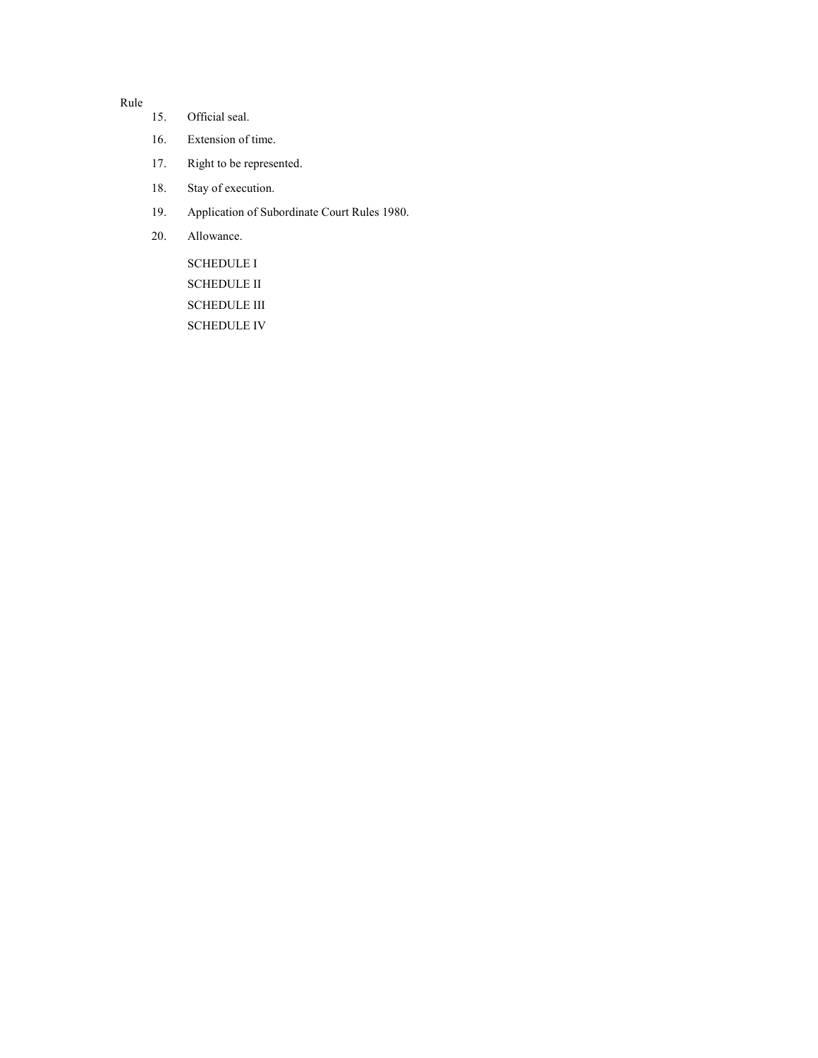Rule

15. Official seal.
16. Extension of time.
17. Right to be represented.
18. Stay of execution.
19. Application of Subordinate Court Rules 1980.
20. Allowance.

SCHEDULE I

SCHEDULE II

SCHEDULE III

SCHEDULE IV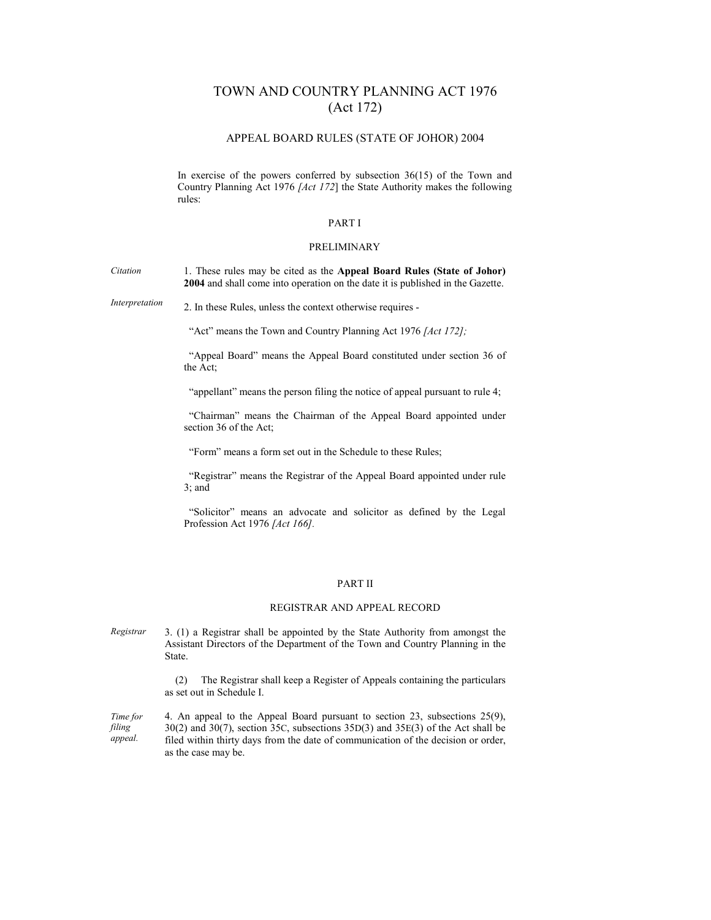# TOWN AND COUNTRY PLANNING ACT 1976
# (Act 172)

## APPEAL BOARD RULES (STATE OF JOHOR) 2004

In exercise of the powers conferred by subsection 36(15) of the Town and Country Planning Act 1976 *[Act 172]* the State Authority makes the following rules:

### PART I

### PRELIMINARY

*Citation*

1. These rules may be cited as the **Appeal Board Rules (State of Johor) 2004** and shall come into operation on the date it is published in the Gazette.

*Interpretation*

2. In these Rules, unless the context otherwise requires -

"Act" means the Town and Country Planning Act 1976 *[Act 172];*

"Appeal Board" means the Appeal Board constituted under section 36 of the Act;

"appellant" means the person filing the notice of appeal pursuant to rule 4;

"Chairman" means the Chairman of the Appeal Board appointed under section 36 of the Act;

"Form" means a form set out in the Schedule to these Rules;

"Registrar" means the Registrar of the Appeal Board appointed under rule 3; and

"Solicitor" means an advocate and solicitor as defined by the Legal Profession Act 1976 *[Act 166].*

### PART II

### REGISTRAR AND APPEAL RECORD

*Registrar*

3. (1) a Registrar shall be appointed by the State Authority from amongst the Assistant Directors of the Department of the Town and Country Planning in the State.

(2) The Registrar shall keep a Register of Appeals containing the particulars as set out in Schedule I.

*Time for filing appeal.*

4. An appeal to the Appeal Board pursuant to section 23, subsections 25(9), 30(2) and 30(7), section 35C, subsections 35D(3) and 35E(3) of the Act shall be filed within thirty days from the date of communication of the decision or order, as the case may be.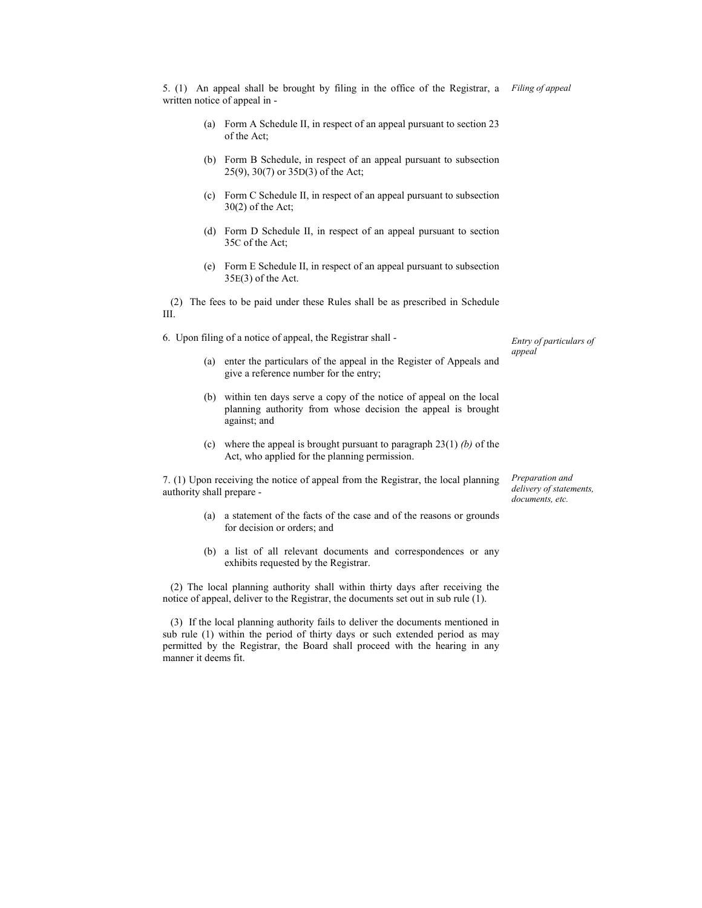5. (1) An appeal shall be brought by filing in the office of the Registrar, a written notice of appeal in -

*Filing of appeal*

(a) Form A Schedule II, in respect of an appeal pursuant to section 23 of the Act;

(b) Form B Schedule, in respect of an appeal pursuant to subsection 25(9), 30(7) or 35D(3) of the Act;

(c) Form C Schedule II, in respect of an appeal pursuant to subsection 30(2) of the Act;

(d) Form D Schedule II, in respect of an appeal pursuant to section 35C of the Act;

(e) Form E Schedule II, in respect of an appeal pursuant to subsection 35E(3) of the Act.

(2) The fees to be paid under these Rules shall be as prescribed in Schedule III.

6. Upon filing of a notice of appeal, the Registrar shall -

*Entry of particulars of appeal*

(a) enter the particulars of the appeal in the Register of Appeals and give a reference number for the entry;

(b) within ten days serve a copy of the notice of appeal on the local planning authority from whose decision the appeal is brought against; and

(c) where the appeal is brought pursuant to paragraph 23(1) *(b)* of the Act, who applied for the planning permission.

7. (1) Upon receiving the notice of appeal from the Registrar, the local planning authority shall prepare -

*Preparation and delivery of statements, documents, etc.*

(a) a statement of the facts of the case and of the reasons or grounds for decision or orders; and

(b) a list of all relevant documents and correspondences or any exhibits requested by the Registrar.

(2) The local planning authority shall within thirty days after receiving the notice of appeal, deliver to the Registrar, the documents set out in sub rule (1).

(3) If the local planning authority fails to deliver the documents mentioned in sub rule (1) within the period of thirty days or such extended period as may permitted by the Registrar, the Board shall proceed with the hearing in any manner it deems fit.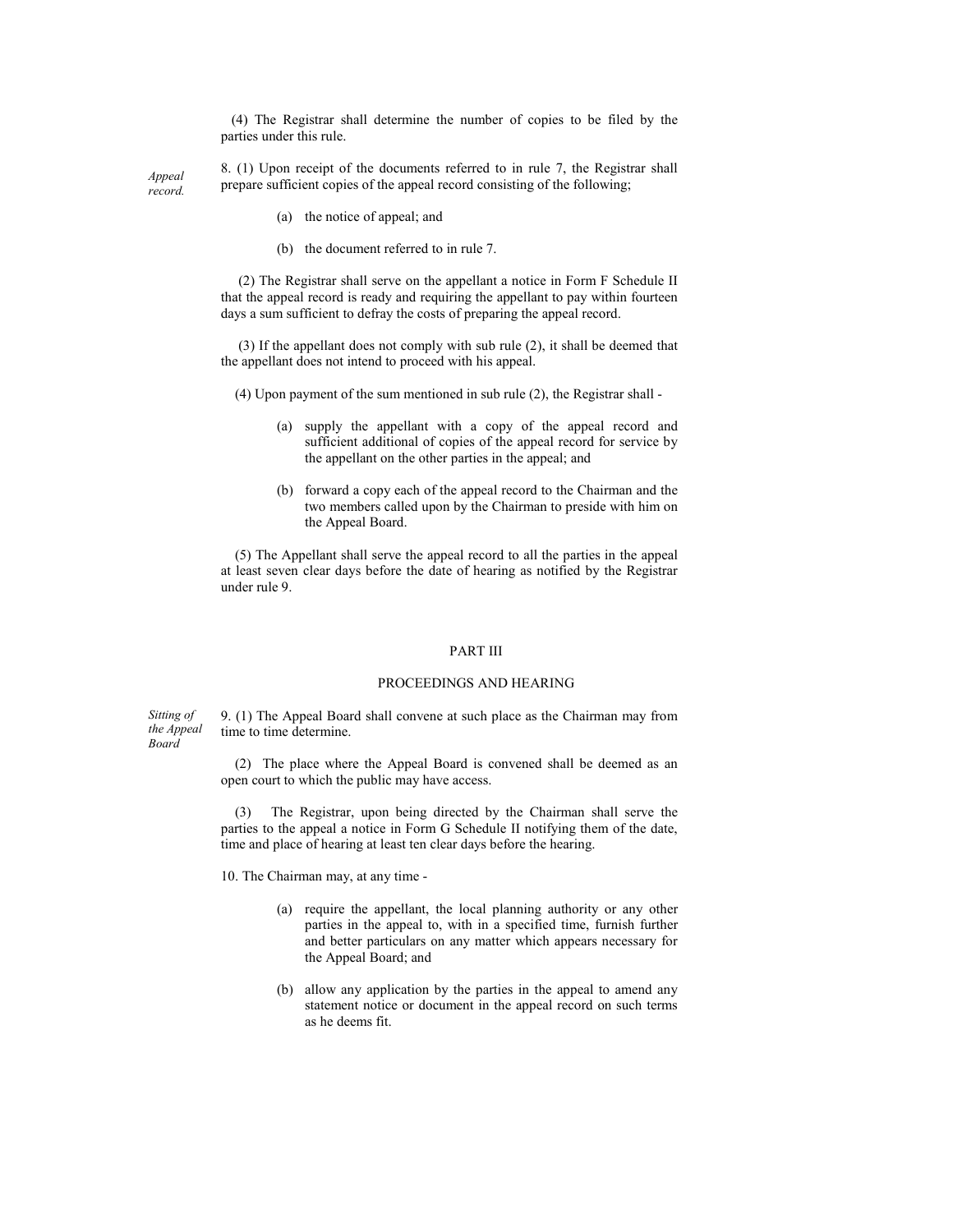(4) The Registrar shall determine the number of copies to be filed by the parties under this rule.

*Appeal record.*

8. (1) Upon receipt of the documents referred to in rule 7, the Registrar shall prepare sufficient copies of the appeal record consisting of the following;

(a) the notice of appeal; and

(b) the document referred to in rule 7.

(2) The Registrar shall serve on the appellant a notice in Form F Schedule II that the appeal record is ready and requiring the appellant to pay within fourteen days a sum sufficient to defray the costs of preparing the appeal record.

(3) If the appellant does not comply with sub rule (2), it shall be deemed that the appellant does not intend to proceed with his appeal.

(4) Upon payment of the sum mentioned in sub rule (2), the Registrar shall -

(a) supply the appellant with a copy of the appeal record and sufficient additional of copies of the appeal record for service by the appellant on the other parties in the appeal; and

(b) forward a copy each of the appeal record to the Chairman and the two members called upon by the Chairman to preside with him on the Appeal Board.

(5) The Appellant shall serve the appeal record to all the parties in the appeal at least seven clear days before the date of hearing as notified by the Registrar under rule 9.

## PART III

## PROCEEDINGS AND HEARING

*Sitting of the Appeal Board*

9. (1) The Appeal Board shall convene at such place as the Chairman may from time to time determine.

(2) The place where the Appeal Board is convened shall be deemed as an open court to which the public may have access.

(3) The Registrar, upon being directed by the Chairman shall serve the parties to the appeal a notice in Form G Schedule II notifying them of the date, time and place of hearing at least ten clear days before the hearing.

10. The Chairman may, at any time -

(a) require the appellant, the local planning authority or any other parties in the appeal to, with in a specified time, furnish further and better particulars on any matter which appears necessary for the Appeal Board; and

(b) allow any application by the parties in the appeal to amend any statement notice or document in the appeal record on such terms as he deems fit.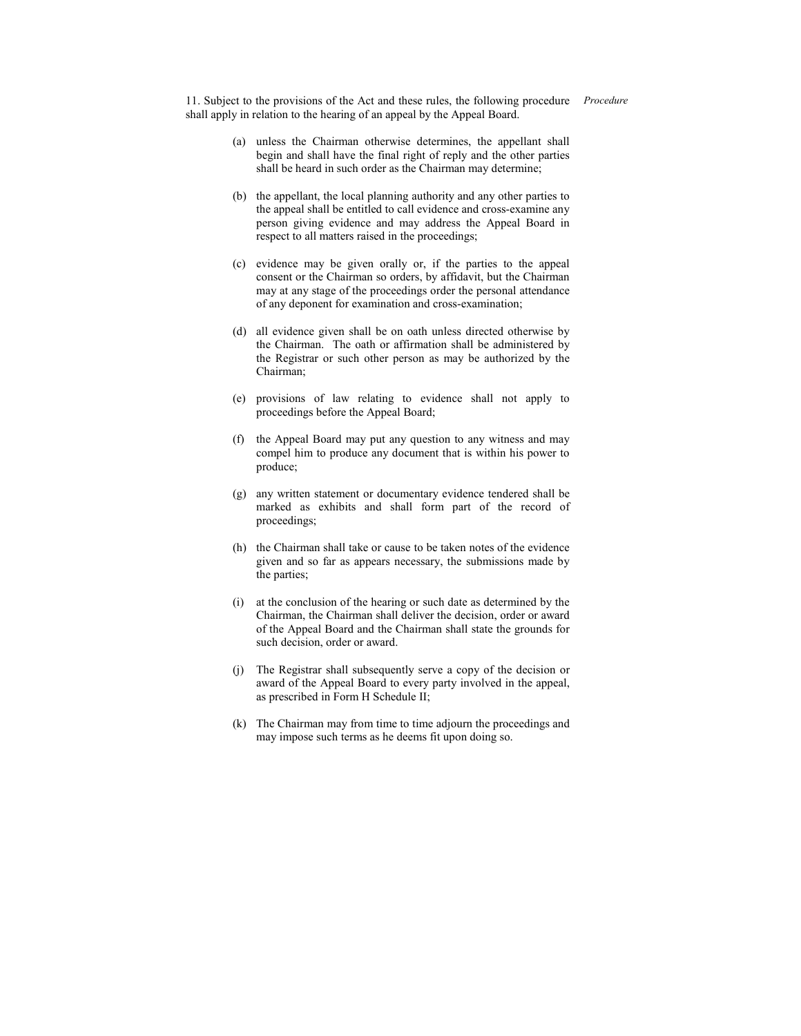11. Subject to the provisions of the Act and these rules, the following procedure shall apply in relation to the hearing of an appeal by the Appeal Board. *Procedure*

(a) unless the Chairman otherwise determines, the appellant shall begin and shall have the final right of reply and the other parties shall be heard in such order as the Chairman may determine;

(b) the appellant, the local planning authority and any other parties to the appeal shall be entitled to call evidence and cross-examine any person giving evidence and may address the Appeal Board in respect to all matters raised in the proceedings;

(c) evidence may be given orally or, if the parties to the appeal consent or the Chairman so orders, by affidavit, but the Chairman may at any stage of the proceedings order the personal attendance of any deponent for examination and cross-examination;

(d) all evidence given shall be on oath unless directed otherwise by the Chairman. The oath or affirmation shall be administered by the Registrar or such other person as may be authorized by the Chairman;

(e) provisions of law relating to evidence shall not apply to proceedings before the Appeal Board;

(f) the Appeal Board may put any question to any witness and may compel him to produce any document that is within his power to produce;

(g) any written statement or documentary evidence tendered shall be marked as exhibits and shall form part of the record of proceedings;

(h) the Chairman shall take or cause to be taken notes of the evidence given and so far as appears necessary, the submissions made by the parties;

(i) at the conclusion of the hearing or such date as determined by the Chairman, the Chairman shall deliver the decision, order or award of the Appeal Board and the Chairman shall state the grounds for such decision, order or award.

(j) The Registrar shall subsequently serve a copy of the decision or award of the Appeal Board to every party involved in the appeal, as prescribed in Form H Schedule II;

(k) The Chairman may from time to time adjourn the proceedings and may impose such terms as he deems fit upon doing so.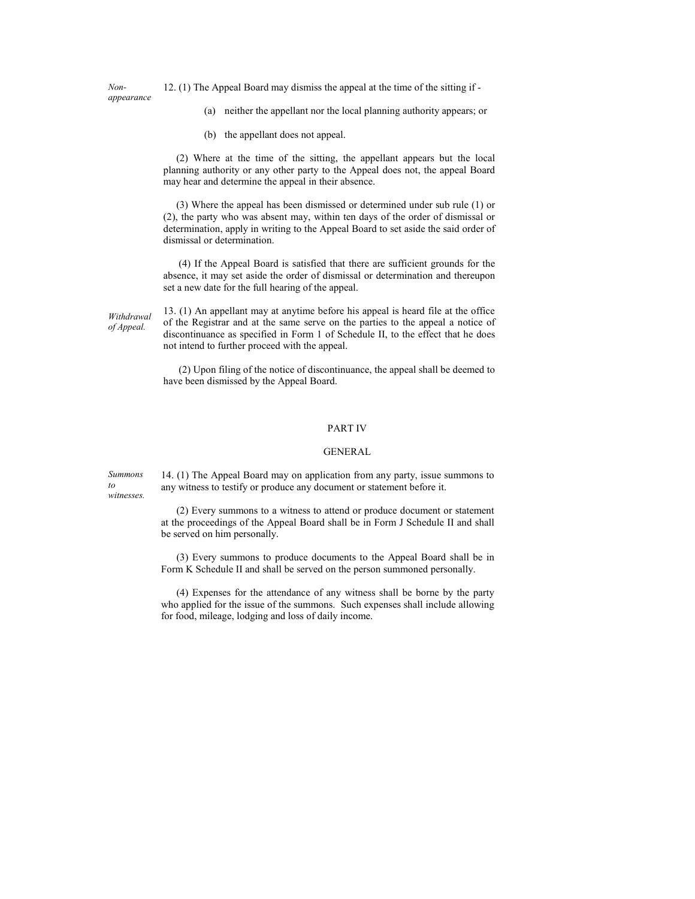*Non-appearance*

12. (1) The Appeal Board may dismiss the appeal at the time of the sitting if -

(a) neither the appellant nor the local planning authority appears; or

(b) the appellant does not appeal.

(2) Where at the time of the sitting, the appellant appears but the local planning authority or any other party to the Appeal does not, the appeal Board may hear and determine the appeal in their absence.

(3) Where the appeal has been dismissed or determined under sub rule (1) or (2), the party who was absent may, within ten days of the order of dismissal or determination, apply in writing to the Appeal Board to set aside the said order of dismissal or determination.

(4) If the Appeal Board is satisfied that there are sufficient grounds for the absence, it may set aside the order of dismissal or determination and thereupon set a new date for the full hearing of the appeal.

*Withdrawal of Appeal.*

13. (1) An appellant may at anytime before his appeal is heard file at the office of the Registrar and at the same serve on the parties to the appeal a notice of discontinuance as specified in Form 1 of Schedule II, to the effect that he does not intend to further proceed with the appeal.

(2) Upon filing of the notice of discontinuance, the appeal shall be deemed to have been dismissed by the Appeal Board.

## PART IV

## GENERAL

*Summons to witnesses.*

14. (1) The Appeal Board may on application from any party, issue summons to any witness to testify or produce any document or statement before it.

(2) Every summons to a witness to attend or produce document or statement at the proceedings of the Appeal Board shall be in Form J Schedule II and shall be served on him personally.

(3) Every summons to produce documents to the Appeal Board shall be in Form K Schedule II and shall be served on the person summoned personally.

(4) Expenses for the attendance of any witness shall be borne by the party who applied for the issue of the summons. Such expenses shall include allowing for food, mileage, lodging and loss of daily income.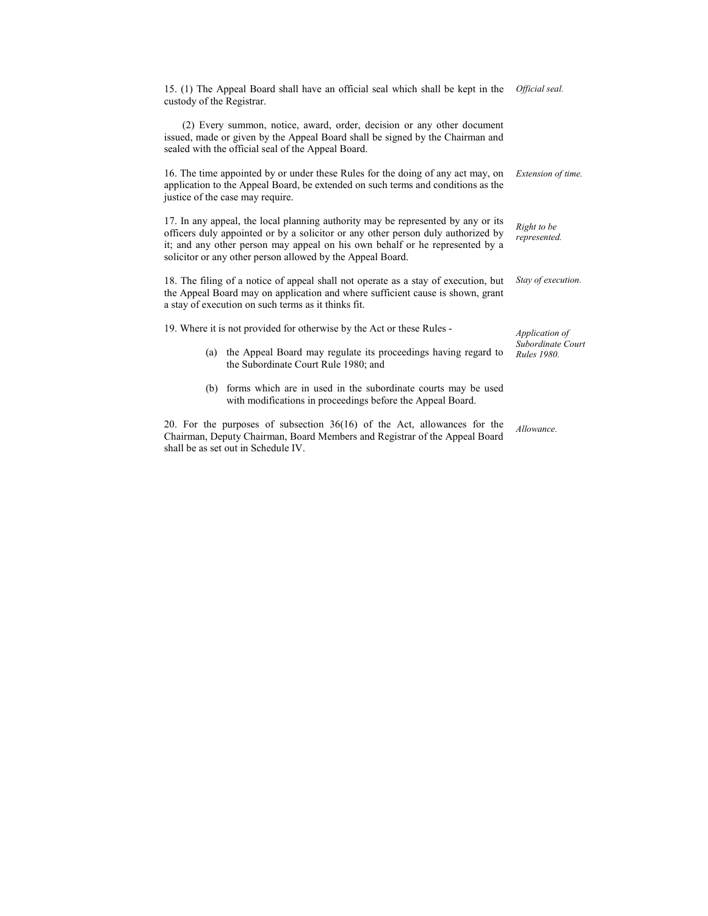15. (1) The Appeal Board shall have an official seal which shall be kept in the custody of the Registrar. *Official seal.*

(2) Every summon, notice, award, order, decision or any other document issued, made or given by the Appeal Board shall be signed by the Chairman and sealed with the official seal of the Appeal Board.

16. The time appointed by or under these Rules for the doing of any act may, on application to the Appeal Board, be extended on such terms and conditions as the justice of the case may require. *Extension of time.*

17. In any appeal, the local planning authority may be represented by any or its officers duly appointed or by a solicitor or any other person duly authorized by it; and any other person may appeal on his own behalf or he represented by a solicitor or any other person allowed by the Appeal Board. *Right to be represented.*

18. The filing of a notice of appeal shall not operate as a stay of execution, but the Appeal Board may on application and where sufficient cause is shown, grant a stay of execution on such terms as it thinks fit. *Stay of execution.*

19. Where it is not provided for otherwise by the Act or these Rules - *Application of Subordinate Court Rules 1980.*

(a) the Appeal Board may regulate its proceedings having regard to the Subordinate Court Rule 1980; and

(b) forms which are in used in the subordinate courts may be used with modifications in proceedings before the Appeal Board.

20. For the purposes of subsection 36(16) of the Act, allowances for the Chairman, Deputy Chairman, Board Members and Registrar of the Appeal Board shall be as set out in Schedule IV. *Allowance.*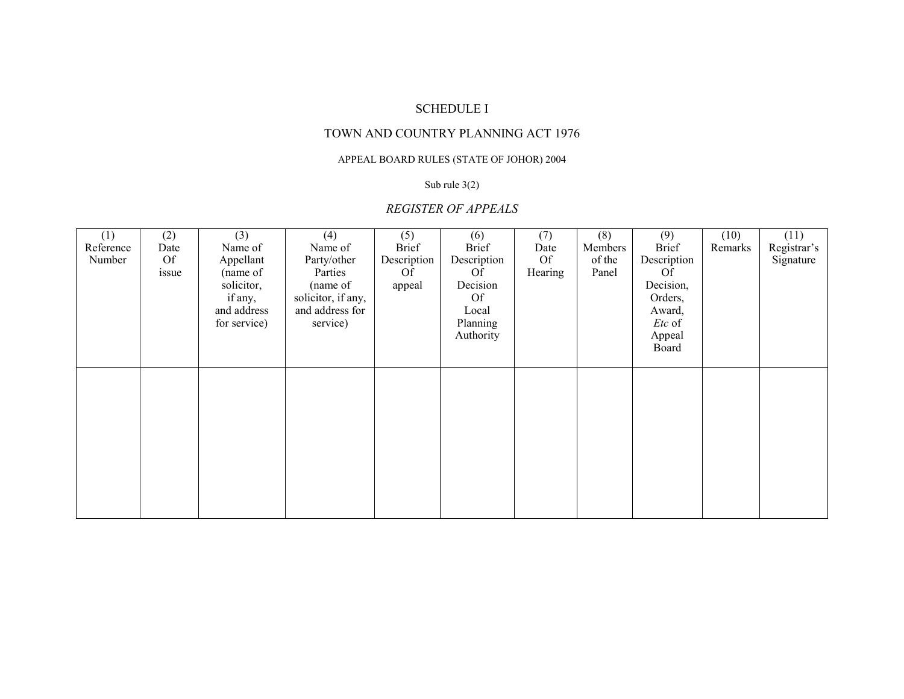SCHEDULE I

TOWN AND COUNTRY PLANNING ACT 1976

APPEAL BOARD RULES (STATE OF JOHOR) 2004

Sub rule 3(2)

*REGISTER OF APPEALS*

| (1) Reference Number | (2) Date Of issue | (3) Name of Appellant (name of solicitor, if any, and address for service) | (4) Name of Party/other Parties (name of solicitor, if any, and address for service) | (5) Brief Description Of appeal | (6) Brief Description Of Decision Of Local Planning Authority | (7) Date Of Hearing | (8) Members of the Panel | (9) Brief Description Of Decision, Orders, Award, *Etc* of Appeal Board | (10) Remarks | (11) Registrar's Signature |
|---|---|---|---|---|---|---|---|---|---|---|
| | | | | | | | | | | |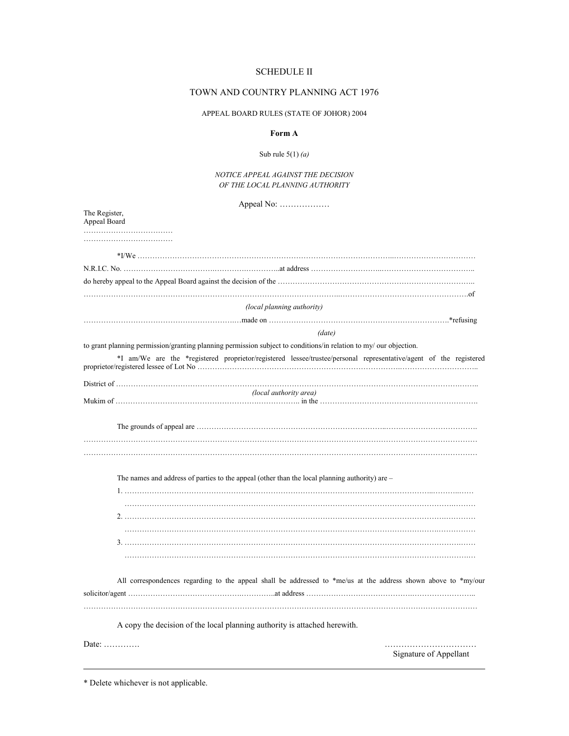SCHEDULE II

TOWN AND COUNTRY PLANNING ACT 1976

APPEAL BOARD RULES (STATE OF JOHOR) 2004

**Form A**

Sub rule 5(1) *(a)*

*NOTICE APPEAL AGAINST THE DECISION OF THE LOCAL PLANNING AUTHORITY*

Appeal No: ………………

The Register,
Appeal Board
………………………………
………………………………

*I/We ……………………………………………………………………………………………………………………………………
N.R.I.C. No. …………………………………………………..at address ……………………………………………………………..
do hereby appeal to the Appeal Board against the decision of the ……………………………………………………………………..
………………………………………………………………………………………………………………………………………….of
*(local planning authority)*
……………………………………………………….made on …………………………………………………………………*refusing
*(date)*
to grant planning permission/granting planning permission subject to conditions/in relation to my/ our objection.

*I am/We are the *registered proprietor/registered lessee/trustee/personal representative/agent of the registered proprietor/registered lessee of Lot No ………………………………………………………………………………………………………..

District of ……………………………………………………………………………………………………………………………..
*(local authority area)*
Mukim of ……………………………………………………………….. in the ……………………………………………………….

The grounds of appeal are ……………………………………………………………………………………………………………….
……………………………………………………………………………………………………………………………………………
……………………………………………………………………………………………………………………………………………

The names and address of parties to the appeal (other than the local planning authority) are –

1. ………………………………………………………………………………………………………………………………
   ………………………………………………………………………………………………………………………………
2. ………………………………………………………………………………………………………………………………
   ………………………………………………………………………………………………………………………………
3. ………………………………………………………………………………………………………………………………
   ………………………………………………………………………………………………………………………………

All correspondences regarding to the appeal shall be addressed to *me/us at the address shown above to *my/our solicitor/agent …………………………………………………….at address ………………………………………………………………..
……………………………………………………………………………………………………………………………………………

A copy the decision of the local planning authority is attached herewith.

Date: ………….

……………………………
Signature of Appellant

---

* Delete whichever is not applicable.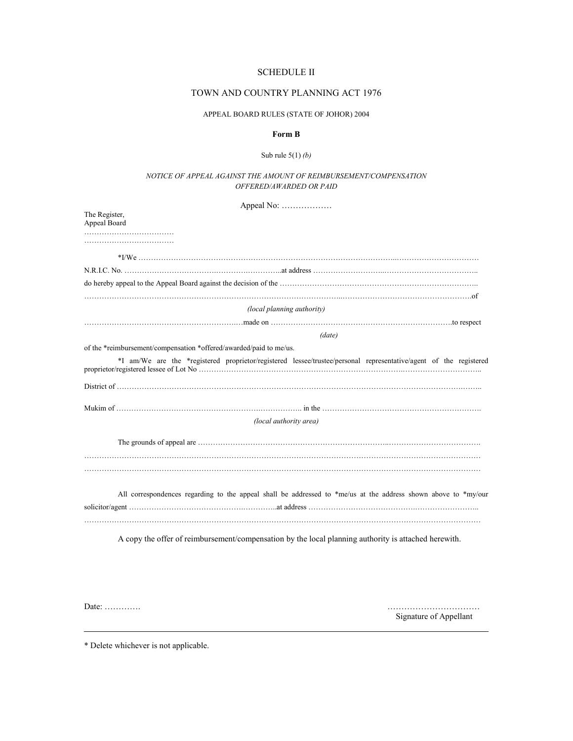SCHEDULE II

TOWN AND COUNTRY PLANNING ACT 1976

APPEAL BOARD RULES (STATE OF JOHOR) 2004

**Form B**

Sub rule 5(1) *(b)*

*NOTICE OF APPEAL AGAINST THE AMOUNT OF REIMBURSEMENT/COMPENSATION OFFERED/AWARDED OR PAID*

Appeal No: ………………

The Register,
Appeal Board
………………………………
………………………………

*I/We ……………………………………………………………………………………………………………………………

N.R.I.C. No. …………………………………………………..at address ……………………………………………………..

do hereby appeal to the Appeal Board against the decision of the …………………………………………………………………..

…………………………………………………………………………………………………………………………………….of

*(local planning authority)*

………………………………………………………made on ………………………………………………………………to respect

*(date)*

of the *reimbursement/compensation *offered/awarded/paid to me/us.

*I am/We are the *registered proprietor/registered lessee/trustee/personal representative/agent of the registered proprietor/registered lessee of Lot No ……………………………………………………………………………………………..

District of ……………………………………………………………………………………………………………………..

Mukim of ………………………………………………………………. in the ………………………………………………….

*(local authority area)*

The grounds of appeal are ……………………………………………………………………………………………….

……………………………………………………………………………………………………………………………………

……………………………………………………………………………………………………………………………………

All correspondences regarding to the appeal shall be addressed to *me/us at the address shown above to *my/our solicitor/agent ……………………………………………………at address …………………………………………………………..

……………………………………………………………………………………………………………………………………

A copy the offer of reimbursement/compensation by the local planning authority is attached herewith.

Date: ………….

……………………………
Signature of Appellant

---

\* Delete whichever is not applicable.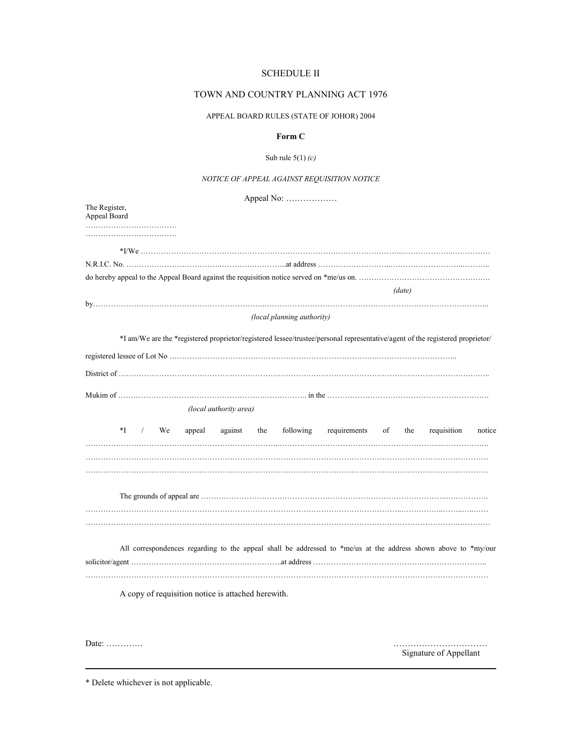SCHEDULE II

TOWN AND COUNTRY PLANNING ACT 1976

APPEAL BOARD RULES (STATE OF JOHOR) 2004

**Form C**

Sub rule 5(1) *(c)*

*NOTICE OF APPEAL AGAINST REQUISITION NOTICE*

Appeal No: ………………

The Register,
Appeal Board
………………………………
………………………………

*I/We ……………………………………………………………………………………………………………………………………

N.R.I.C. No. ……………………………………………………..at address …………………………………………………………………

do hereby appeal to the Appeal Board against the requisition notice served on *me/us on. …………………………………………….
*(date)*

by………………………………………………………………………………………………………………………………………………..
*(local planning authority)*

*I am/We are the *registered proprietor/registered lessee/trustee/personal representative/agent of the registered proprietor/

registered lessee of Lot No …………………………………………………………………………………………………..

District of ………………………………………………………………………………………………………………………………..

Mukim of ……………………………………………………………….. in the …………………………………………………………….
*(local authority area)*

*I / We appeal against the following requirements of the requisition notice
…………………………………………………………………………………………………………………………………………………
…………………………………………………………………………………………………………………………………………………
…………………………………………………………………………………………………………………………………………………

The grounds of appeal are ………………………………………………………………………………………………………….
…………………………………………………………………………………………………………………………………………………
…………………………………………………………………………………………………………………………………………………

All correspondences regarding to the appeal shall be addressed to *me/us at the address shown above to *my/our solicitor/agent …………………………………………………..at address ……………………………………………………………..
…………………………………………………………………………………………………………………………………………………

A copy of requisition notice is attached herewith.

Date: ………….

……………………………
Signature of Appellant

---

\* Delete whichever is not applicable.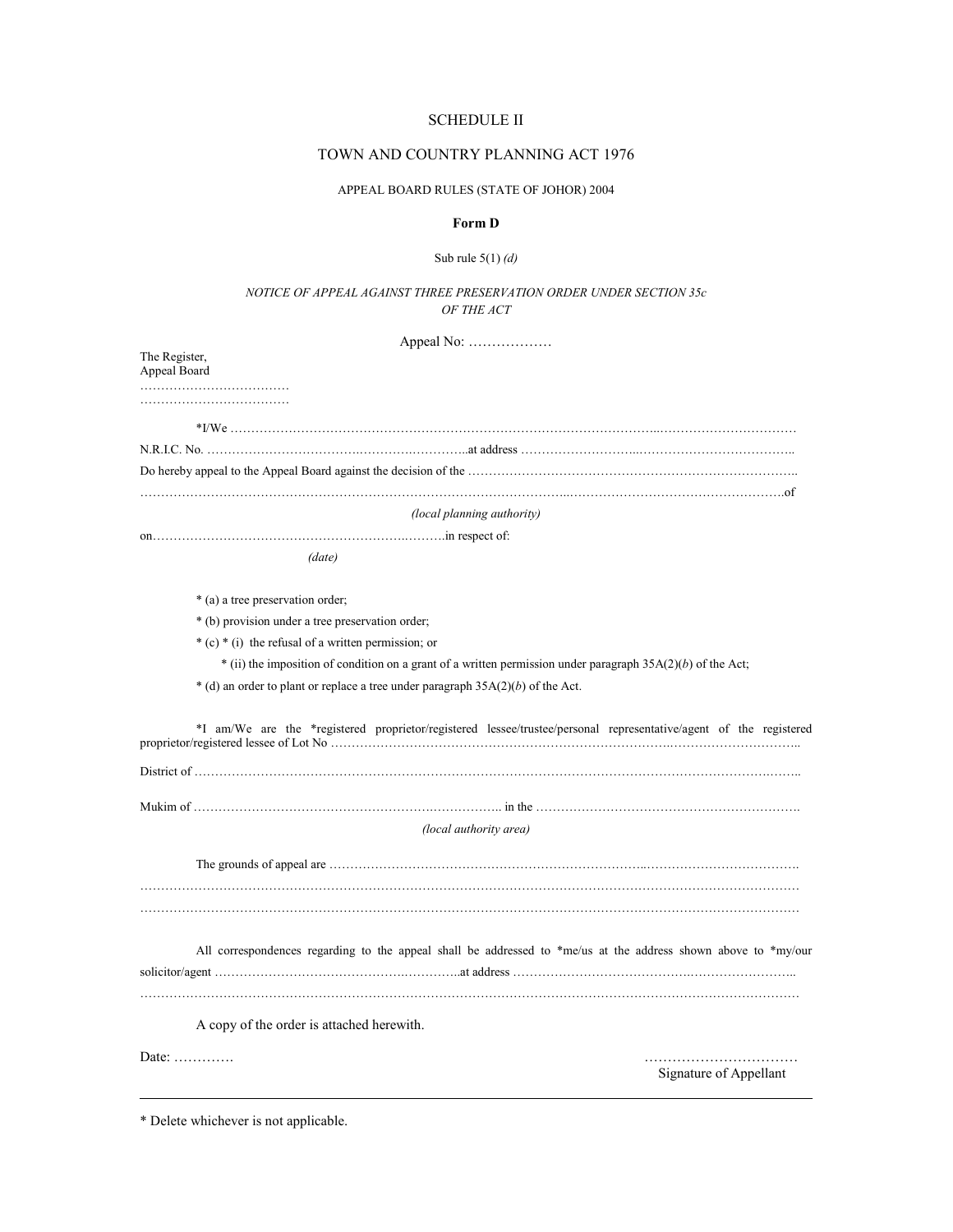SCHEDULE II

TOWN AND COUNTRY PLANNING ACT 1976

APPEAL BOARD RULES (STATE OF JOHOR) 2004

**Form D**

Sub rule 5(1) *(d)*

*NOTICE OF APPEAL AGAINST THREE PRESERVATION ORDER UNDER SECTION 35c OF THE ACT*

Appeal No: ………………

The Register,
Appeal Board
………………………………
………………………………

*I/We ……………………………………………………………………………………………...……………………………

N.R.I.C. No. ……………………………….……….…….…...at address ……………………...………………………………..

Do hereby appeal to the Appeal Board against the decision of the ……………………………………………………………………..

……………………………………………………………………………………...…………………………………………….of

*(local planning authority)*

on……………………………………………………….……….in respect of:

*(date)*

* (a) a tree preservation order;

* (b) provision under a tree preservation order;

* (c) * (i) the refusal of a written permission; or

* (ii) the imposition of condition on a grant of a written permission under paragraph 35A(2)(*b*) of the Act;

* (d) an order to plant or replace a tree under paragraph 35A(2)(*b*) of the Act.

*I am/We are the *registered proprietor/registered lessee/trustee/personal representative/agent of the registered proprietor/registered lessee of Lot No ………………………………………………………………………..…………………………..

District of ………………………………………………………………………………………………………………….……..

Mukim of ……………………………………………………….……………. in the …………………………………………………….

*(local authority area)*

The grounds of appeal are …………………………………………………………………...……………………………….

……………………………………………………………………………………………………………………………………

……………………………………………………………………………………………………………………………………

All correspondences regarding to the appeal shall be addressed to *me/us at the address shown above to *my/our solicitor/agent ………………………………………..…………..at address …………………………………….…………………..

……………………………………………………………………………………………………………………………………

A copy of the order is attached herewith.

Date: ………….

……………………………
Signature of Appellant

---

* Delete whichever is not applicable.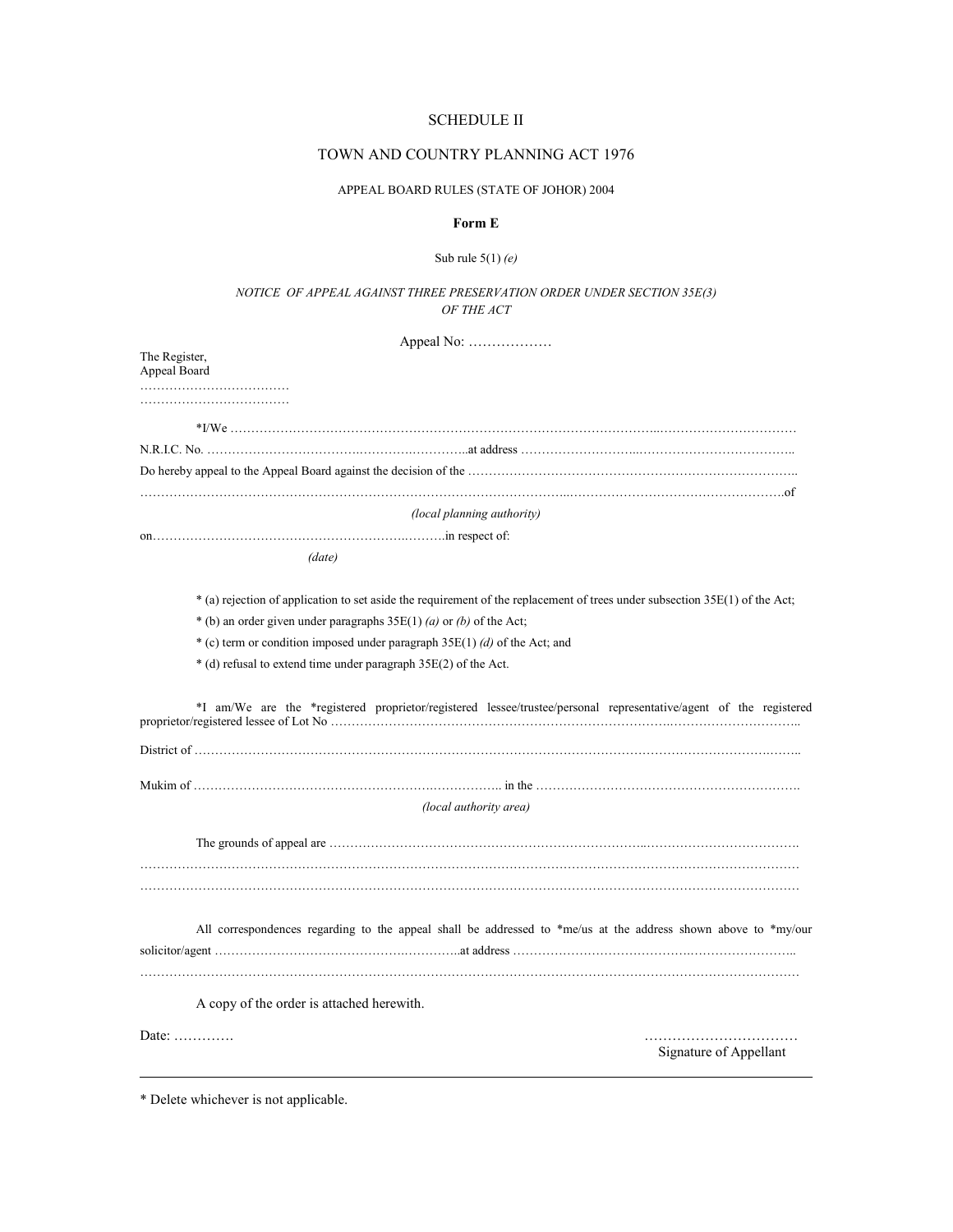SCHEDULE II

TOWN AND COUNTRY PLANNING ACT 1976

APPEAL BOARD RULES (STATE OF JOHOR) 2004

**Form E**

Sub rule 5(1) *(e)*

*NOTICE OF APPEAL AGAINST THREE PRESERVATION ORDER UNDER SECTION 35E(3) OF THE ACT*

Appeal No: ………………

The Register,
Appeal Board
………………………………
………………………………

*I/We ………………………………………………………………………………………………...……………………………

N.R.I.C. No. ……………………………….……………………..at address ………………………..………………………………..

Do hereby appeal to the Appeal Board against the decision of the ……………………………………………………………………..

…………………………………………………………………………………………...…………………………………………….of

*(local planning authority)*

on……………………………………………………….……….in respect of:

*(date)*

* (a) rejection of application to set aside the requirement of the replacement of trees under subsection 35E(1) of the Act;

* (b) an order given under paragraphs 35E(1) *(a)* or *(b)* of the Act;

* (c) term or condition imposed under paragraph 35E(1) *(d)* of the Act; and

* (d) refusal to extend time under paragraph 35E(2) of the Act.

*I am/We are the *registered proprietor/registered lessee/trustee/personal representative/agent of the registered proprietor/registered lessee of Lot No ………………………………………………………………………….…………………………..

District of …………………………………………………………………………………………………………………………….……..

Mukim of ……………………………………………….…………….. in the ……………………………………………………….

*(local authority area)*

The grounds of appeal are ……………………………………………………………………..…………………………….

……………………………………………………………………………………………………………………………………………

……………………………………………………………………………………………………………………………………………

All correspondences regarding to the appeal shall be addressed to *me/us at the address shown above to *my/our solicitor/agent ……………………………………….…………..at address …………………………………….……………………..

……………………………………………………………………………………………………………………………………………

A copy of the order is attached herewith.

Date: …………

……………………………
Signature of Appellant

---

* Delete whichever is not applicable.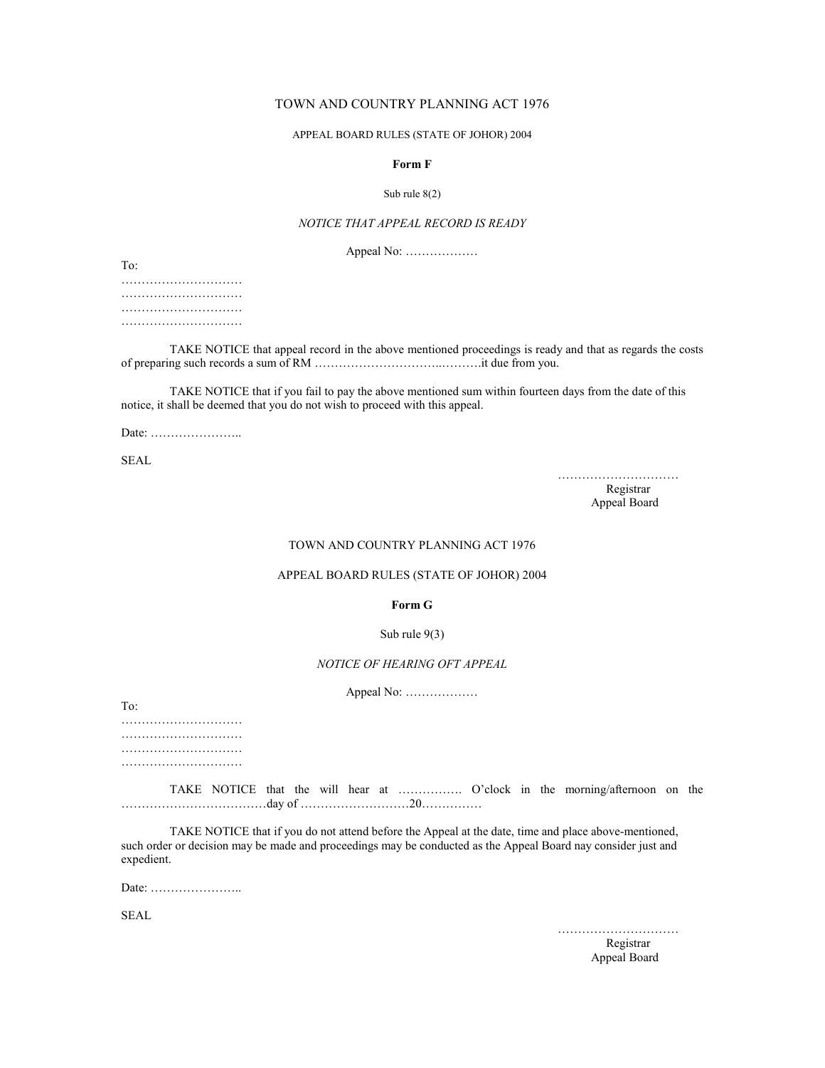TOWN AND COUNTRY PLANNING ACT 1976

APPEAL BOARD RULES (STATE OF JOHOR) 2004

**Form F**

Sub rule 8(2)

*NOTICE THAT APPEAL RECORD IS READY*

Appeal No: ………………

To:
…………………………
…………………………
…………………………
…………………………

TAKE NOTICE that appeal record in the above mentioned proceedings is ready and that as regards the costs of preparing such records a sum of RM ………………………..……….it due from you.

TAKE NOTICE that if you fail to pay the above mentioned sum within fourteen days from the date of this notice, it shall be deemed that you do not wish to proceed with this appeal.

Date: …………………..

SEAL

…………………………
Registrar
Appeal Board

TOWN AND COUNTRY PLANNING ACT 1976

APPEAL BOARD RULES (STATE OF JOHOR) 2004

**Form G**

Sub rule 9(3)

*NOTICE OF HEARING OFT APPEAL*

Appeal No: ………………

To:
…………………………
…………………………
…………………………
…………………………

TAKE NOTICE that the will hear at ……………. O'clock in the morning/afternoon on the ………………………………day of ………………………20……………

TAKE NOTICE that if you do not attend before the Appeal at the date, time and place above-mentioned, such order or decision may be made and proceedings may be conducted as the Appeal Board nay consider just and expedient.

Date: …………………..

SEAL

…………………………
Registrar
Appeal Board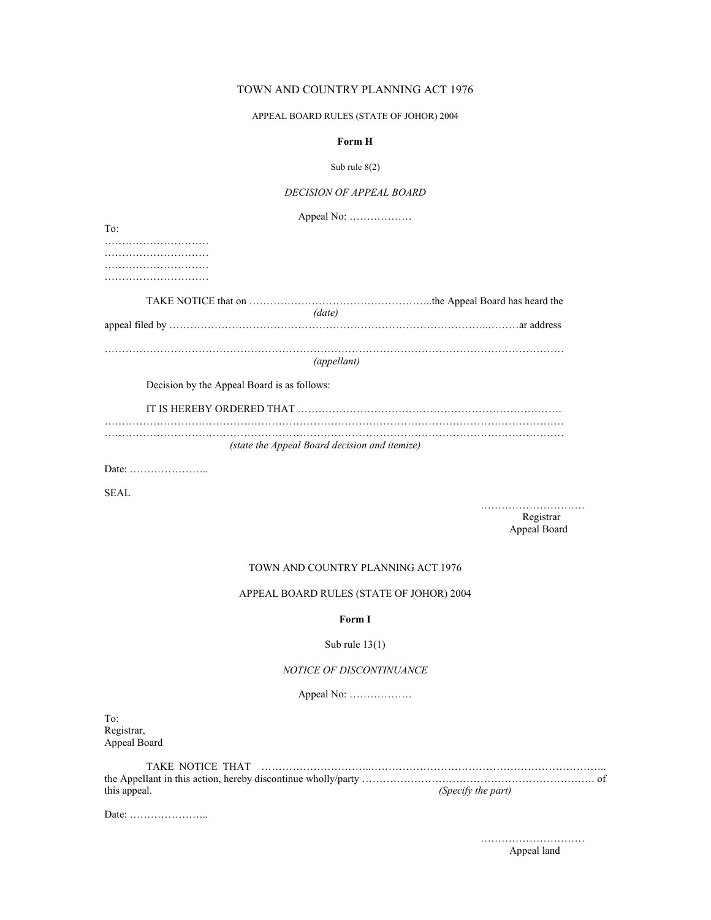TOWN AND COUNTRY PLANNING ACT 1976

APPEAL BOARD RULES (STATE OF JOHOR) 2004

**Form H**

Sub rule 8(2)

*DECISION OF APPEAL BOARD*

Appeal No: ………………

To:
…………………………
…………………………
…………………………
…………………………

TAKE NOTICE that on ……………………………………………..the Appeal Board has heard the
*(date)*
appeal filed by ……………………………………………………………………………..………ar address

………………………………………………………………………………………………………………
*(appellant)*

Decision by the Appeal Board is as follows:

IT IS HEREBY ORDERED THAT ………………………………………………………………….
………………………………………………………………………………………………………………
………………………………………………………………………………………………………………
*(state the Appeal Board decision and itemize)*

Date: …………………..

SEAL

…………………………
Registrar
Appeal Board

TOWN AND COUNTRY PLANNING ACT 1976

APPEAL BOARD RULES (STATE OF JOHOR) 2004

**Form I**

Sub rule 13(1)

*NOTICE OF DISCONTINUANCE*

Appeal No: ………………

To:
Registrar,
Appeal Board

TAKE NOTICE THAT …………………………...…………………………………………………………..
the Appellant in this action, hereby discontinue wholly/party ………………………………………………………. of this appeal. *(Specify the part)*

Date: …………………..

…………………………
Appeal land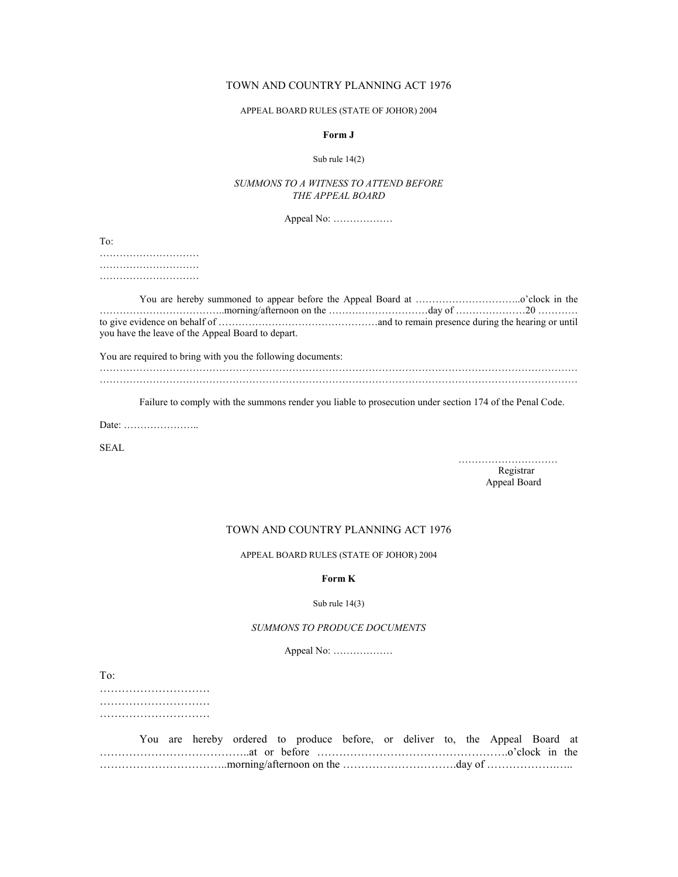TOWN AND COUNTRY PLANNING ACT 1976

APPEAL BOARD RULES (STATE OF JOHOR) 2004

**Form J**

Sub rule 14(2)

*SUMMONS TO A WITNESS TO ATTEND BEFORE THE APPEAL BOARD*

Appeal No: ………………

To:
…………………………
…………………………
…………………………

You are hereby summoned to appear before the Appeal Board at …………………………..o'clock in the ………………………………..morning/afternoon on the …………………………day of …………………20 ………… to give evidence on behalf of …………………………………………and to remain presence during the hearing or until you have the leave of the Appeal Board to depart.

You are required to bring with you the following documents:
……………………………………………………………………………………………………………………………
……………………………………………………………………………………………………………………………

Failure to comply with the summons render you liable to prosecution under section 174 of the Penal Code.

Date: …………………..

SEAL

…………………………
Registrar
Appeal Board

TOWN AND COUNTRY PLANNING ACT 1976

APPEAL BOARD RULES (STATE OF JOHOR) 2004

**Form K**

Sub rule 14(3)

*SUMMONS TO PRODUCE DOCUMENTS*

Appeal No: ………………

To:
…………………………
…………………………
…………………………

You are hereby ordered to produce before, or deliver to, the Appeal Board at …………………………………..at or before ………………………………………….o'clock in the ……………………………..morning/afternoon on the ………………………….day of …………………..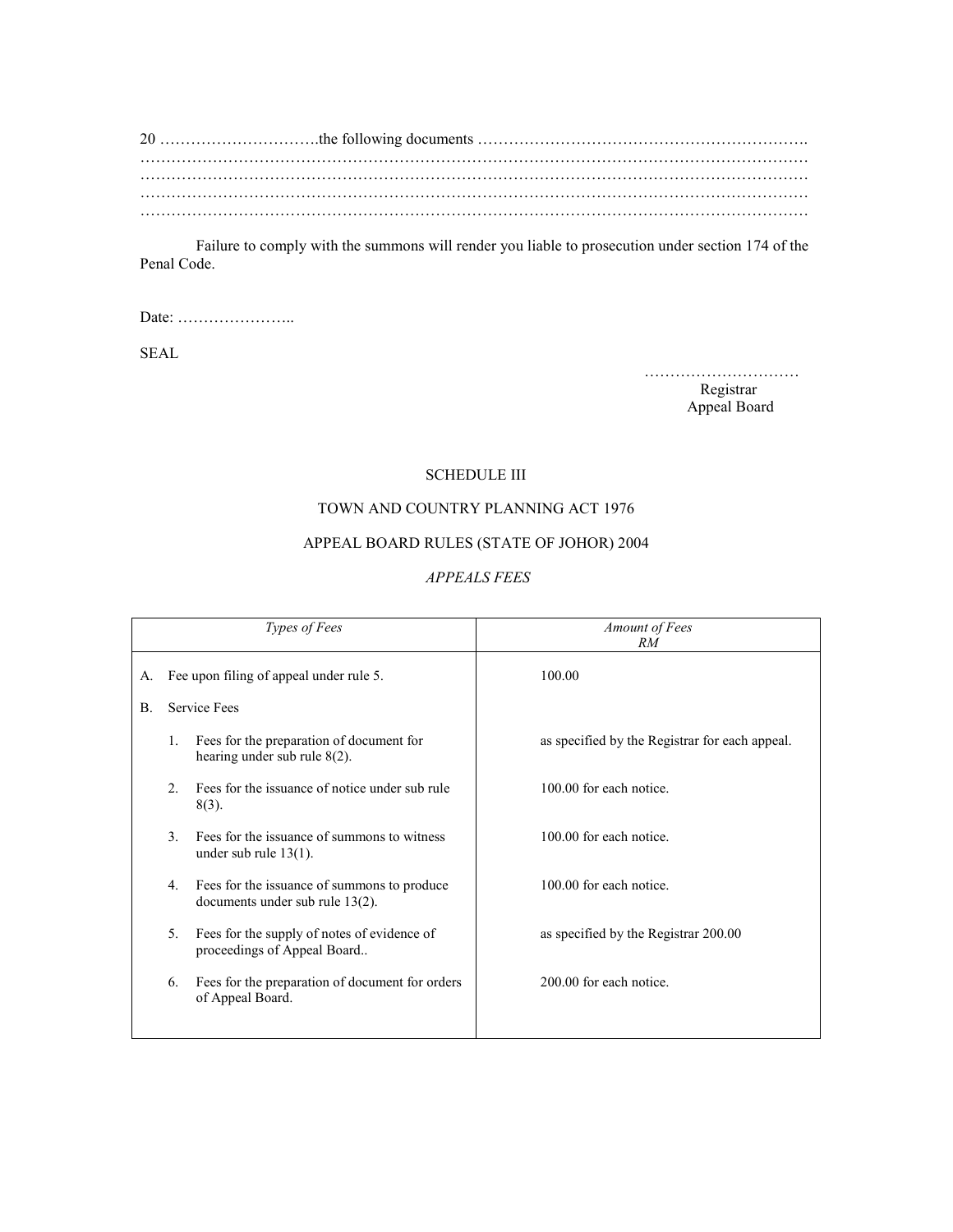20 ………………………….the following documents ……………………………………………………….
……………………………………………………………………………………………………………
……………………………………………………………………………………………………………
……………………………………………………………………………………………………………
……………………………………………………………………………………………………………

Failure to comply with the summons will render you liable to prosecution under section 174 of the Penal Code.

Date: …………………..

SEAL

…………………………
Registrar
Appeal Board

SCHEDULE III

TOWN AND COUNTRY PLANNING ACT 1976

APPEAL BOARD RULES (STATE OF JOHOR) 2004

*APPEALS FEES*

| *Types of Fees* | *Amount of Fees RM* |
|---|---|
| A. Fee upon filing of appeal under rule 5. | 100.00 |
| B. Service Fees | |
| 1. Fees for the preparation of document for hearing under sub rule 8(2). | as specified by the Registrar for each appeal. |
| 2. Fees for the issuance of notice under sub rule 8(3). | 100.00 for each notice. |
| 3. Fees for the issuance of summons to witness under sub rule 13(1). | 100.00 for each notice. |
| 4. Fees for the issuance of summons to produce documents under sub rule 13(2). | 100.00 for each notice. |
| 5. Fees for the supply of notes of evidence of proceedings of Appeal Board.. | as specified by the Registrar 200.00 |
| 6. Fees for the preparation of document for orders of Appeal Board. | 200.00 for each notice. |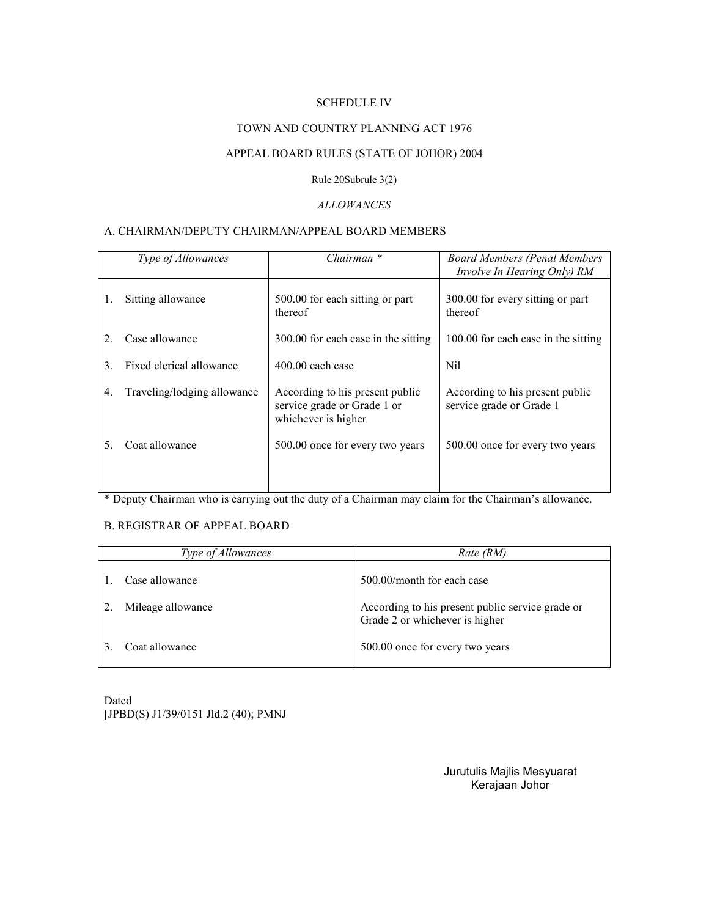SCHEDULE IV

TOWN AND COUNTRY PLANNING ACT 1976

APPEAL BOARD RULES (STATE OF JOHOR) 2004

Rule 20Subrule 3(2)

*ALLOWANCES*

A. CHAIRMAN/DEPUTY CHAIRMAN/APPEAL BOARD MEMBERS

| *Type of Allowances* | *Chairman \** | *Board Members (Penal Members Involve In Hearing Only) RM* |
|---|---|---|
| 1. Sitting allowance | 500.00 for each sitting or part thereof | 300.00 for every sitting or part thereof |
| 2. Case allowance | 300.00 for each case in the sitting | 100.00 for each case in the sitting |
| 3. Fixed clerical allowance | 400.00 each case | Nil |
| 4. Traveling/lodging allowance | According to his present public service grade or Grade 1 or whichever is higher | According to his present public service grade or Grade 1 |
| 5. Coat allowance | 500.00 once for every two years | 500.00 once for every two years |

\* Deputy Chairman who is carrying out the duty of a Chairman may claim for the Chairman's allowance.

B. REGISTRAR OF APPEAL BOARD

| *Type of Allowances* | *Rate (RM)* |
|---|---|
| 1. Case allowance | 500.00/month for each case |
| 2. Mileage allowance | According to his present public service grade or Grade 2 or whichever is higher |
| 3. Coat allowance | 500.00 once for every two years |

Dated
[JPBD(S) J1/39/0151 Jld.2 (40); PMNJ

Jurutulis Majlis Mesyuarat
Kerajaan Johor